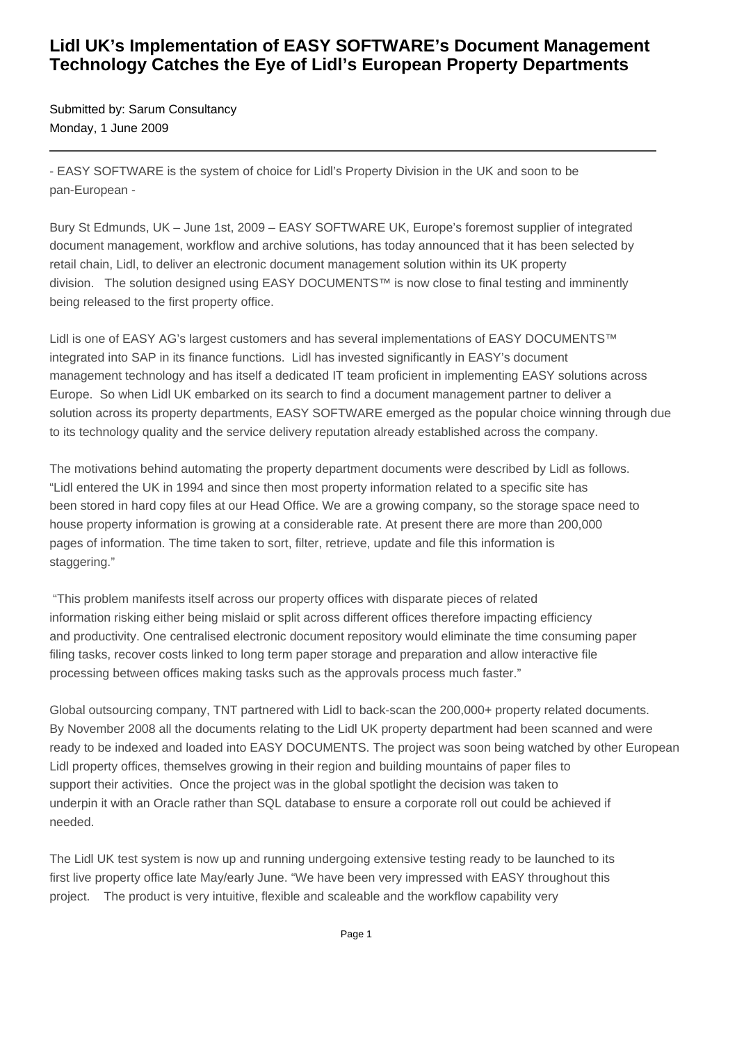# Lidl UK's Implementation of EASY SOFTWARE's Document Management Technology Catches the Eye of Lidl's European Property Departments

Submitted by: Sarum Consultancy
Monday, 1 June 2009

---

- EASY SOFTWARE is the system of choice for Lidl's Property Division in the UK and soon to be pan-European -

Bury St Edmunds, UK – June 1st, 2009 – EASY SOFTWARE UK, Europe's foremost supplier of integrated document management, workflow and archive solutions, has today announced that it has been selected by retail chain, Lidl, to deliver an electronic document management solution within its UK property division. The solution designed using EASY DOCUMENTS™ is now close to final testing and imminently being released to the first property office.

Lidl is one of EASY AG's largest customers and has several implementations of EASY DOCUMENTS™ integrated into SAP in its finance functions. Lidl has invested significantly in EASY's document management technology and has itself a dedicated IT team proficient in implementing EASY solutions across Europe. So when Lidl UK embarked on its search to find a document management partner to deliver a solution across its property departments, EASY SOFTWARE emerged as the popular choice winning through due to its technology quality and the service delivery reputation already established across the company.

The motivations behind automating the property department documents were described by Lidl as follows. "Lidl entered the UK in 1994 and since then most property information related to a specific site has been stored in hard copy files at our Head Office. We are a growing company, so the storage space need to house property information is growing at a considerable rate. At present there are more than 200,000 pages of information. The time taken to sort, filter, retrieve, update and file this information is staggering."

"This problem manifests itself across our property offices with disparate pieces of related information risking either being mislaid or split across different offices therefore impacting efficiency and productivity. One centralised electronic document repository would eliminate the time consuming paper filing tasks, recover costs linked to long term paper storage and preparation and allow interactive file processing between offices making tasks such as the approvals process much faster."

Global outsourcing company, TNT partnered with Lidl to back-scan the 200,000+ property related documents. By November 2008 all the documents relating to the Lidl UK property department had been scanned and were ready to be indexed and loaded into EASY DOCUMENTS. The project was soon being watched by other European Lidl property offices, themselves growing in their region and building mountains of paper files to support their activities. Once the project was in the global spotlight the decision was taken to underpin it with an Oracle rather than SQL database to ensure a corporate roll out could be achieved if needed.

The Lidl UK test system is now up and running undergoing extensive testing ready to be launched to its first live property office late May/early June. "We have been very impressed with EASY throughout this project. The product is very intuitive, flexible and scaleable and the workflow capability very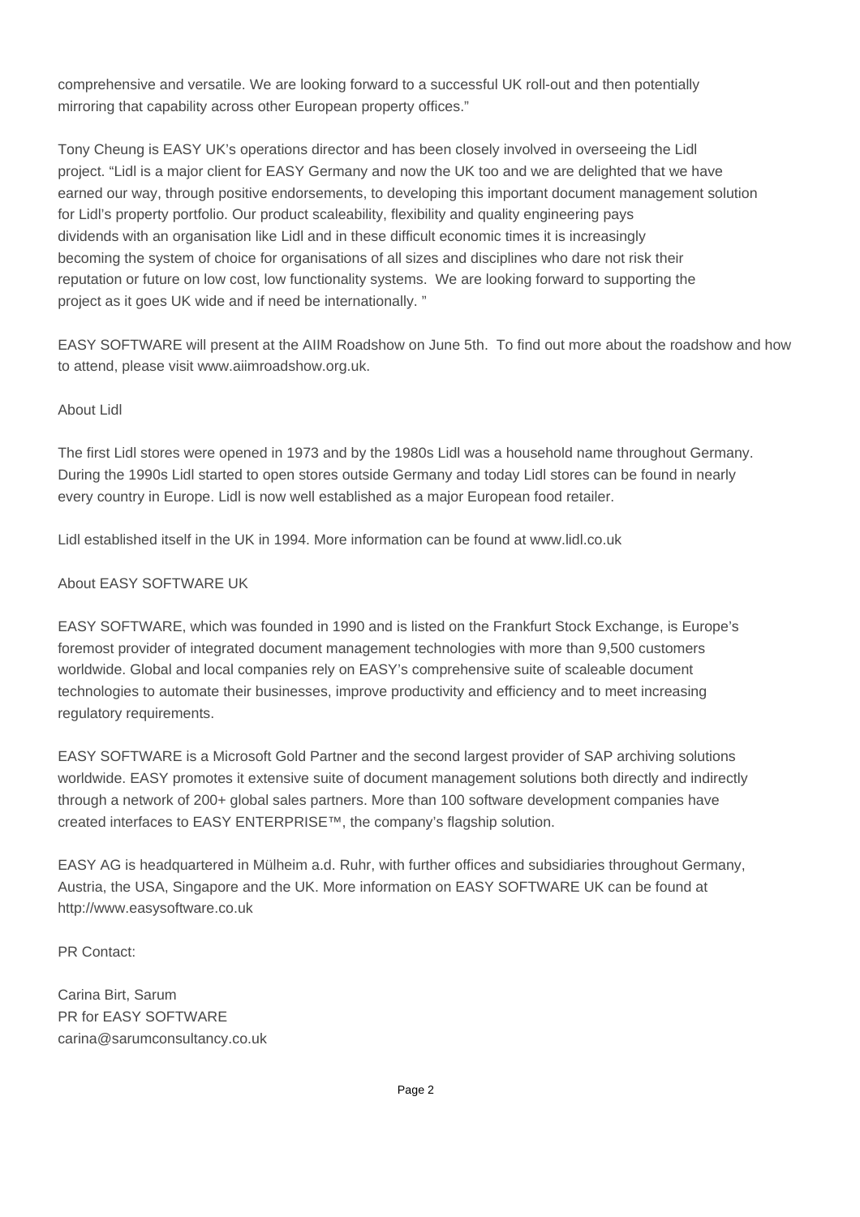comprehensive and versatile. We are looking forward to a successful UK roll-out and then potentially mirroring that capability across other European property offices."

Tony Cheung is EASY UK's operations director and has been closely involved in overseeing the Lidl project. "Lidl is a major client for EASY Germany and now the UK too and we are delighted that we have earned our way, through positive endorsements, to developing this important document management solution for Lidl's property portfolio. Our product scaleability, flexibility and quality engineering pays dividends with an organisation like Lidl and in these difficult economic times it is increasingly becoming the system of choice for organisations of all sizes and disciplines who dare not risk their reputation or future on low cost, low functionality systems.  We are looking forward to supporting the project as it goes UK wide and if need be internationally. "

EASY SOFTWARE will present at the AIIM Roadshow on June 5th.  To find out more about the roadshow and how to attend, please visit www.aiimroadshow.org.uk.

About Lidl

The first Lidl stores were opened in 1973 and by the 1980s Lidl was a household name throughout Germany. During the 1990s Lidl started to open stores outside Germany and today Lidl stores can be found in nearly every country in Europe. Lidl is now well established as a major European food retailer.

Lidl established itself in the UK in 1994. More information can be found at www.lidl.co.uk

About EASY SOFTWARE UK

EASY SOFTWARE, which was founded in 1990 and is listed on the Frankfurt Stock Exchange, is Europe's foremost provider of integrated document management technologies with more than 9,500 customers worldwide. Global and local companies rely on EASY's comprehensive suite of scaleable document technologies to automate their businesses, improve productivity and efficiency and to meet increasing regulatory requirements.

EASY SOFTWARE is a Microsoft Gold Partner and the second largest provider of SAP archiving solutions worldwide. EASY promotes it extensive suite of document management solutions both directly and indirectly through a network of 200+ global sales partners. More than 100 software development companies have created interfaces to EASY ENTERPRISE™, the company's flagship solution.

EASY AG is headquartered in Mülheim a.d. Ruhr, with further offices and subsidiaries throughout Germany, Austria, the USA, Singapore and the UK. More information on EASY SOFTWARE UK can be found at http://www.easysoftware.co.uk

PR Contact:

Carina Birt, Sarum
PR for EASY SOFTWARE
carina@sarumconsultancy.co.uk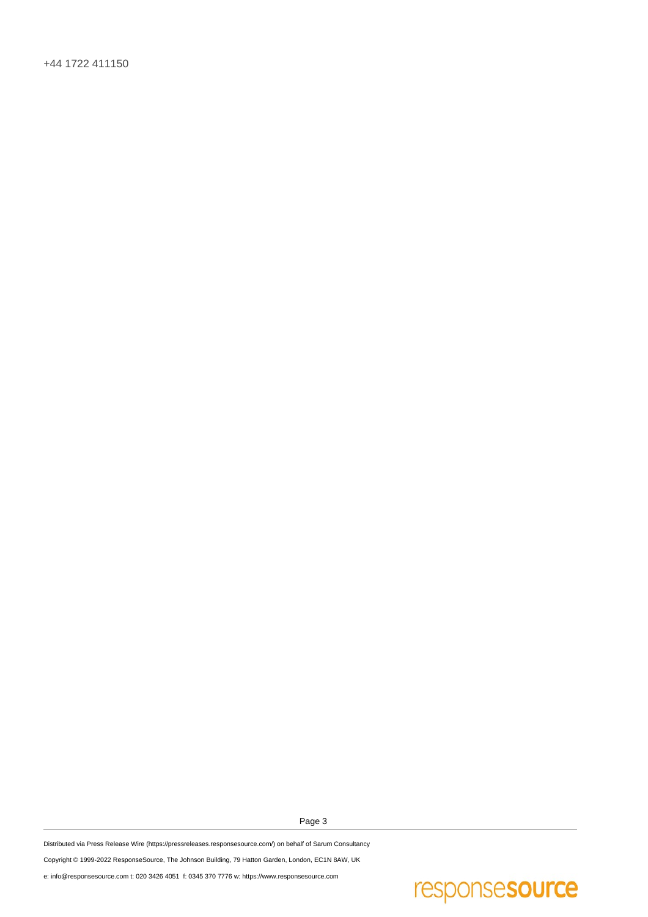+44 1722 411150